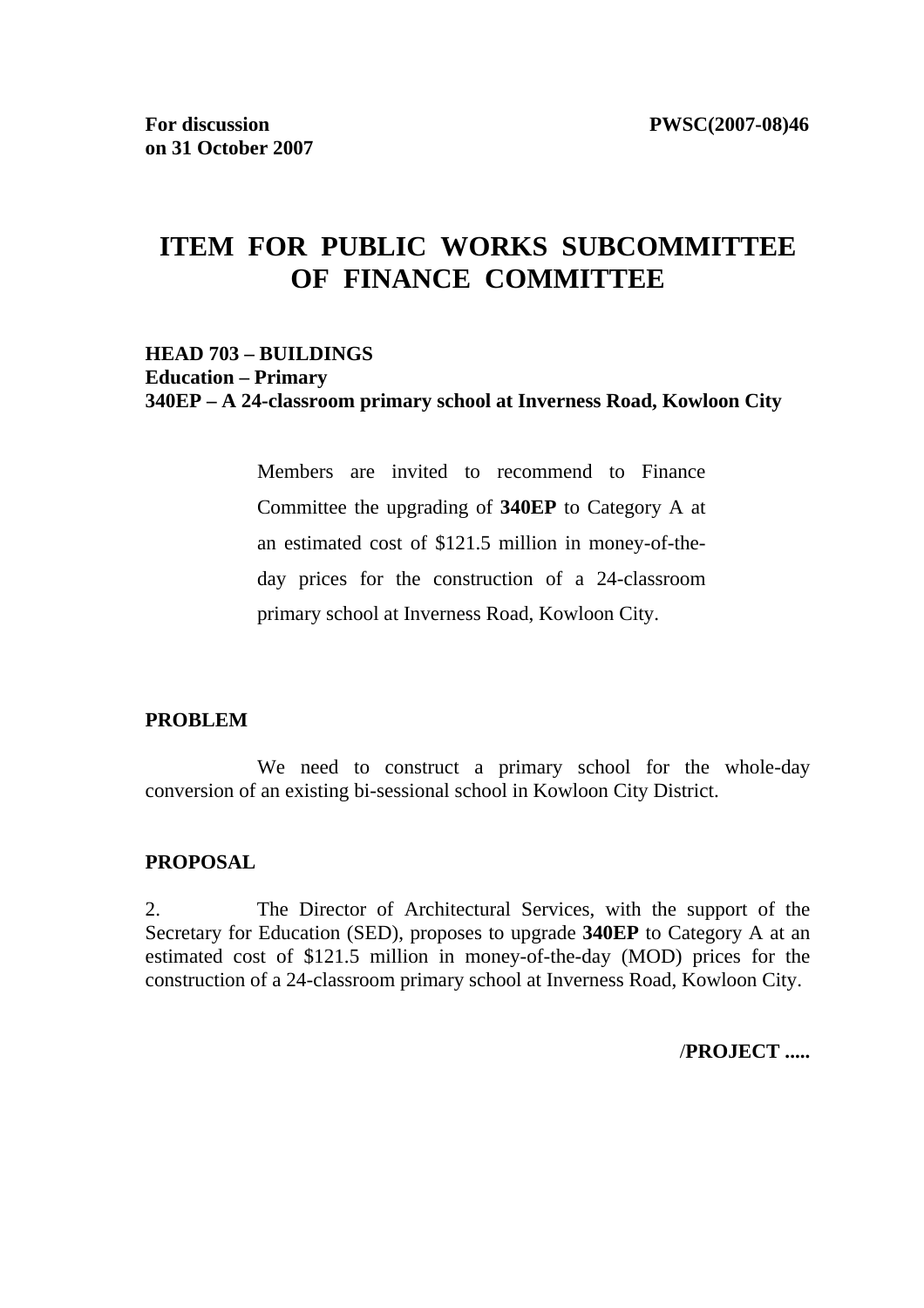**For discussion on 31 October 2007** 

**PWSC(2007-08)46**

# ITEM FOR PUBLIC WORKS SUBCOMMITTEE OF FINANCE COMMITTEE

**HEAD 703 – BUILDINGS**
**Education – Primary**
**340EP – A 24-classroom primary school at Inverness Road, Kowloon City**

> Members are invited to recommend to Finance Committee the upgrading of **340EP** to Category A at an estimated cost of $121.5 million in money-of-the-day prices for the construction of a 24-classroom primary school at Inverness Road, Kowloon City.

**PROBLEM**

We need to construct a primary school for the whole-day conversion of an existing bi-sessional school in Kowloon City District.

**PROPOSAL**

2. The Director of Architectural Services, with the support of the Secretary for Education (SED), proposes to upgrade **340EP** to Category A at an estimated cost of $121.5 million in money-of-the-day (MOD) prices for the construction of a 24-classroom primary school at Inverness Road, Kowloon City.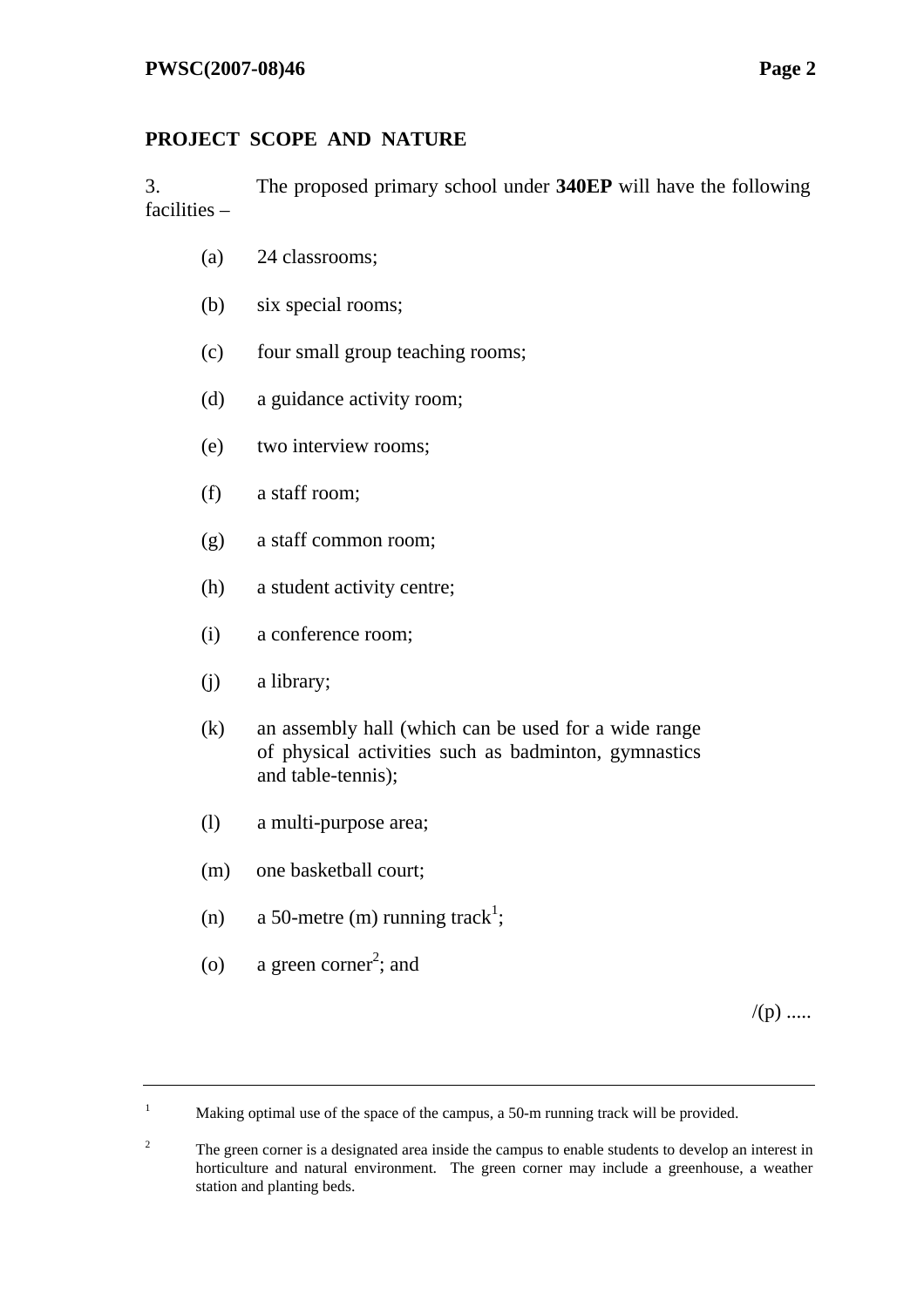## PROJECT SCOPE AND NATURE

3. The proposed primary school under **340EP** will have the following facilities –

(a) 24 classrooms;

(b) six special rooms;

(c) four small group teaching rooms;

(d) a guidance activity room;

(e) two interview rooms;

(f) a staff room;

(g) a staff common room;

(h) a student activity centre;

(i) a conference room;

(j) a library;

(k) an assembly hall (which can be used for a wide range of physical activities such as badminton, gymnastics and table-tennis);

(l) a multi-purpose area;

(m) one basketball court;

(n) a 50-metre (m) running track[1];

(o) a green corner[2]; and

/(p) .....

---

[1] Making optimal use of the space of the campus, a 50-m running track will be provided.

[2] The green corner is a designated area inside the campus to enable students to develop an interest in horticulture and natural environment. The green corner may include a greenhouse, a weather station and planting beds.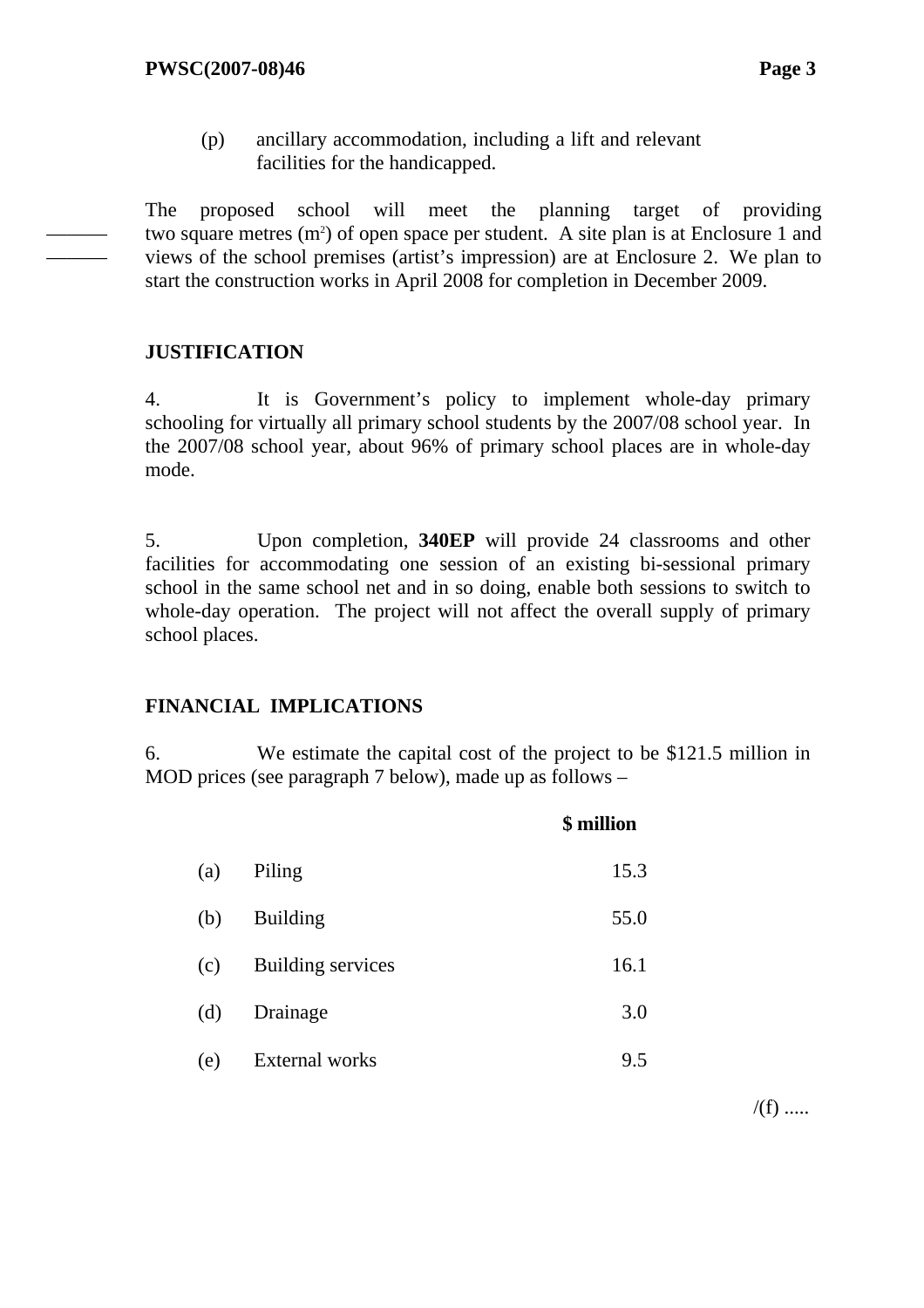(p) ancillary accommodation, including a lift and relevant facilities for the handicapped.

The proposed school will meet the planning target of providing two square metres ($m^2$) of open space per student. A site plan is at Enclosure 1 and views of the school premises (artist's impression) are at Enclosure 2. We plan to start the construction works in April 2008 for completion in December 2009.

## JUSTIFICATION

4. It is Government's policy to implement whole-day primary schooling for virtually all primary school students by the 2007/08 school year. In the 2007/08 school year, about 96% of primary school places are in whole-day mode.

5. Upon completion, **340EP** will provide 24 classrooms and other facilities for accommodating one session of an existing bi-sessional primary school in the same school net and in so doing, enable both sessions to switch to whole-day operation. The project will not affect the overall supply of primary school places.

## FINANCIAL IMPLICATIONS

6. We estimate the capital cost of the project to be $121.5 million in MOD prices (see paragraph 7 below), made up as follows –

| | | **$ million** |
|---|---|---|
| (a) | Piling | 15.3 |
| (b) | Building | 55.0 |
| (c) | Building services | 16.1 |
| (d) | Drainage | 3.0 |
| (e) | External works | 9.5 |

/(f) .....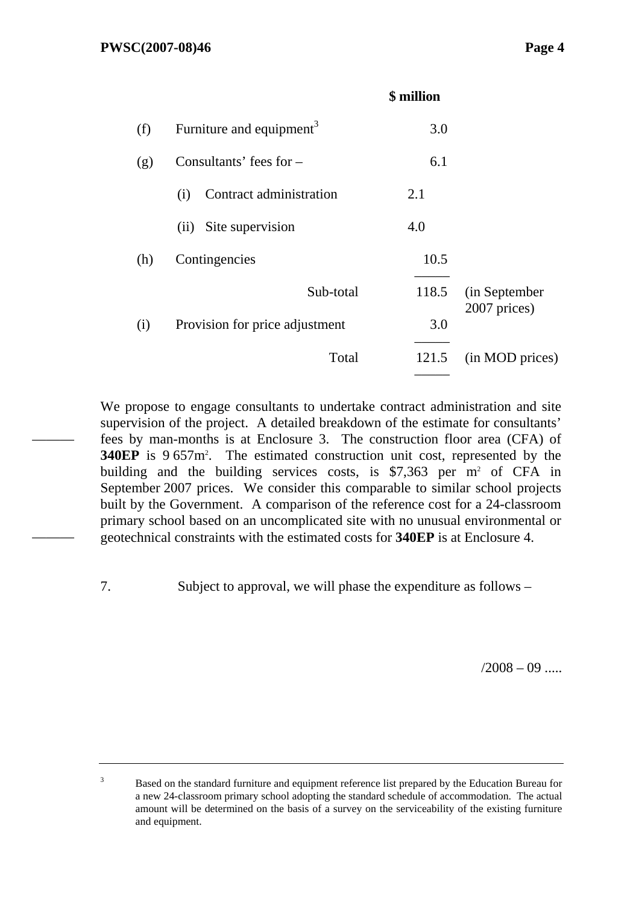| | | | $ million | |
|---|---|---|---|---|
| (f) | Furniture and equipment[3] | | 3.0 | |
| (g) | Consultants' fees for – | | 6.1 | |
| | (i) Contract administration | 2.1 | | |
| | (ii) Site supervision | 4.0 | | |
| (h) | Contingencies | | 10.5 | |
| | Sub-total | | 118.5 | (in September 2007 prices) |
| (i) | Provision for price adjustment | | 3.0 | |
| | Total | | 121.5 | (in MOD prices) |

We propose to engage consultants to undertake contract administration and site supervision of the project. A detailed breakdown of the estimate for consultants' fees by man-months is at Enclosure 3. The construction floor area (CFA) of **340EP** is 9 657m². The estimated construction unit cost, represented by the building and the building services costs, is $7,363 per m² of CFA in September 2007 prices. We consider this comparable to similar school projects built by the Government. A comparison of the reference cost for a 24-classroom primary school based on an uncomplicated site with no unusual environmental or geotechnical constraints with the estimated costs for **340EP** is at Enclosure 4.

7. Subject to approval, we will phase the expenditure as follows –

/2008 – 09 .....

---

[3] Based on the standard furniture and equipment reference list prepared by the Education Bureau for a new 24-classroom primary school adopting the standard schedule of accommodation. The actual amount will be determined on the basis of a survey on the serviceability of the existing furniture and equipment.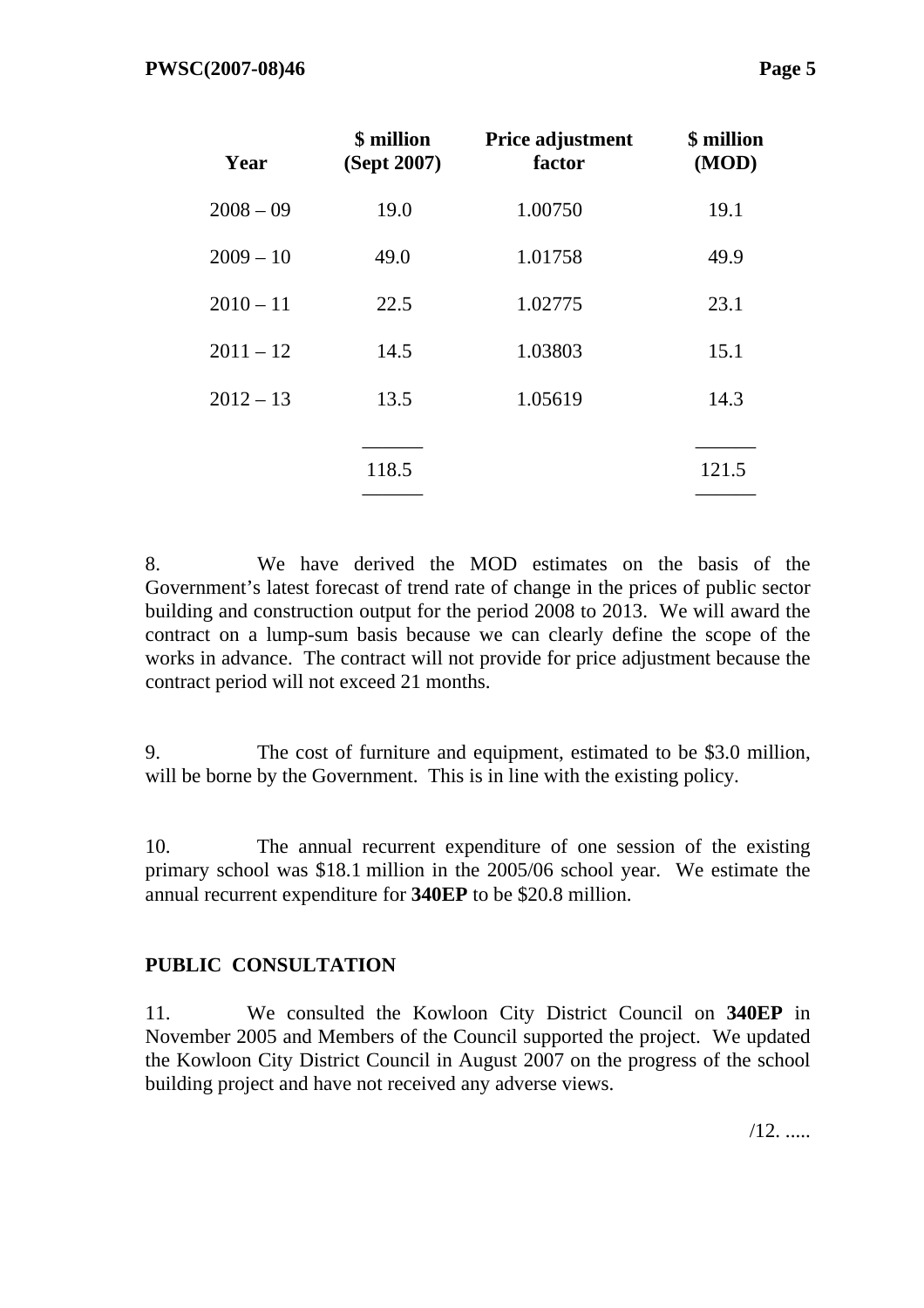| Year | $ million (Sept 2007) | Price adjustment factor | $ million (MOD) |
|---|---|---|---|
| 2008 – 09 | 19.0 | 1.00750 | 19.1 |
| 2009 – 10 | 49.0 | 1.01758 | 49.9 |
| 2010 – 11 | 22.5 | 1.02775 | 23.1 |
| 2011 – 12 | 14.5 | 1.03803 | 15.1 |
| 2012 – 13 | 13.5 | 1.05619 | 14.3 |
| | 118.5 | | 121.5 |

8. We have derived the MOD estimates on the basis of the Government's latest forecast of trend rate of change in the prices of public sector building and construction output for the period 2008 to 2013. We will award the contract on a lump-sum basis because we can clearly define the scope of the works in advance. The contract will not provide for price adjustment because the contract period will not exceed 21 months.

9. The cost of furniture and equipment, estimated to be $3.0 million, will be borne by the Government. This is in line with the existing policy.

10. The annual recurrent expenditure of one session of the existing primary school was $18.1 million in the 2005/06 school year. We estimate the annual recurrent expenditure for **340EP** to be $20.8 million.

## PUBLIC CONSULTATION

11. We consulted the Kowloon City District Council on **340EP** in November 2005 and Members of the Council supported the project. We updated the Kowloon City District Council in August 2007 on the progress of the school building project and have not received any adverse views.

/12. .....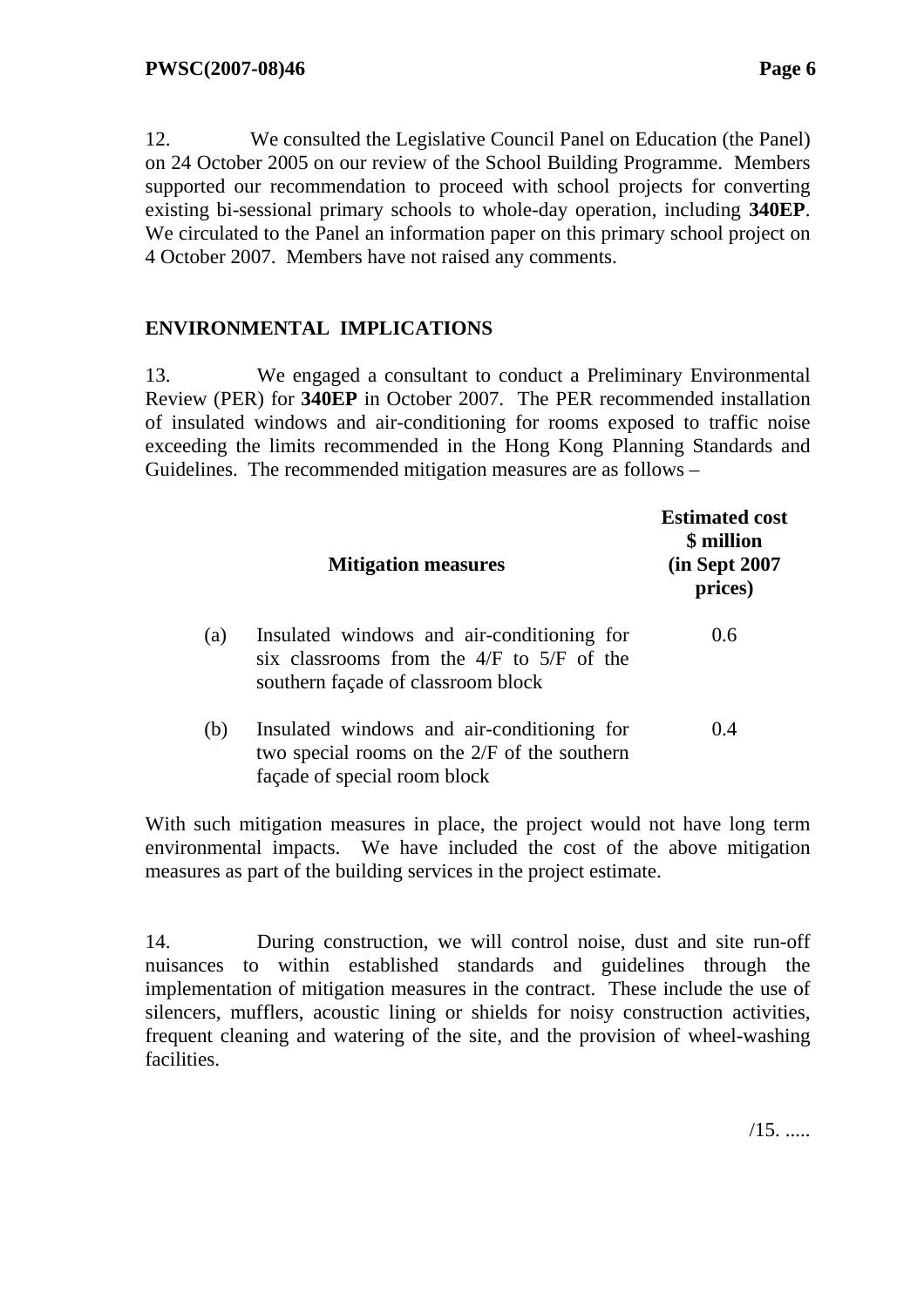12. We consulted the Legislative Council Panel on Education (the Panel) on 24 October 2005 on our review of the School Building Programme. Members supported our recommendation to proceed with school projects for converting existing bi-sessional primary schools to whole-day operation, including **340EP**. We circulated to the Panel an information paper on this primary school project on 4 October 2007. Members have not raised any comments.

## ENVIRONMENTAL IMPLICATIONS

13. We engaged a consultant to conduct a Preliminary Environmental Review (PER) for **340EP** in October 2007. The PER recommended installation of insulated windows and air-conditioning for rooms exposed to traffic noise exceeding the limits recommended in the Hong Kong Planning Standards and Guidelines. The recommended mitigation measures are as follows –

| | **Mitigation measures** | **Estimated cost \$ million (in Sept 2007 prices)** |
|---|---|---|
| (a) | Insulated windows and air-conditioning for six classrooms from the 4/F to 5/F of the southern façade of classroom block | 0.6 |
| (b) | Insulated windows and air-conditioning for two special rooms on the 2/F of the southern façade of special room block | 0.4 |

With such mitigation measures in place, the project would not have long term environmental impacts. We have included the cost of the above mitigation measures as part of the building services in the project estimate.

14. During construction, we will control noise, dust and site run-off nuisances to within established standards and guidelines through the implementation of mitigation measures in the contract. These include the use of silencers, mufflers, acoustic lining or shields for noisy construction activities, frequent cleaning and watering of the site, and the provision of wheel-washing facilities.

/15. .....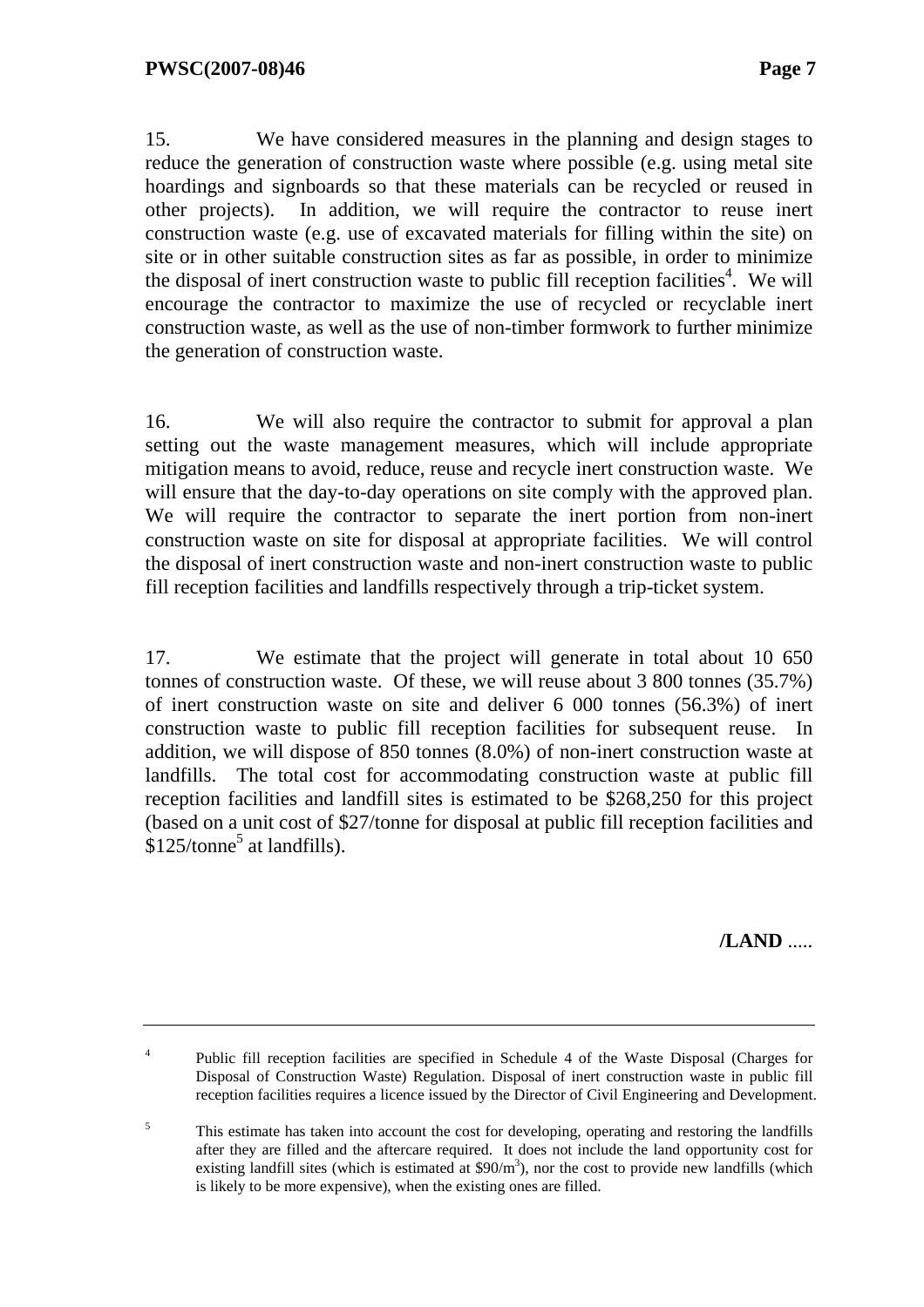15. We have considered measures in the planning and design stages to reduce the generation of construction waste where possible (e.g. using metal site hoardings and signboards so that these materials can be recycled or reused in other projects). In addition, we will require the contractor to reuse inert construction waste (e.g. use of excavated materials for filling within the site) on site or in other suitable construction sites as far as possible, in order to minimize the disposal of inert construction waste to public fill reception facilities[4]. We will encourage the contractor to maximize the use of recycled or recyclable inert construction waste, as well as the use of non-timber formwork to further minimize the generation of construction waste.

16. We will also require the contractor to submit for approval a plan setting out the waste management measures, which will include appropriate mitigation means to avoid, reduce, reuse and recycle inert construction waste. We will ensure that the day-to-day operations on site comply with the approved plan. We will require the contractor to separate the inert portion from non-inert construction waste on site for disposal at appropriate facilities. We will control the disposal of inert construction waste and non-inert construction waste to public fill reception facilities and landfills respectively through a trip-ticket system.

17. We estimate that the project will generate in total about 10 650 tonnes of construction waste. Of these, we will reuse about 3 800 tonnes (35.7%) of inert construction waste on site and deliver 6 000 tonnes (56.3%) of inert construction waste to public fill reception facilities for subsequent reuse. In addition, we will dispose of 850 tonnes (8.0%) of non-inert construction waste at landfills. The total cost for accommodating construction waste at public fill reception facilities and landfill sites is estimated to be $268,250 for this project (based on a unit cost of $27/tonne for disposal at public fill reception facilities and $125/tonne[5] at landfills).

**/LAND** .....

---

[4] Public fill reception facilities are specified in Schedule 4 of the Waste Disposal (Charges for Disposal of Construction Waste) Regulation. Disposal of inert construction waste in public fill reception facilities requires a licence issued by the Director of Civil Engineering and Development.

[5] This estimate has taken into account the cost for developing, operating and restoring the landfills after they are filled and the aftercare required. It does not include the land opportunity cost for existing landfill sites (which is estimated at $90/m^3$), nor the cost to provide new landfills (which is likely to be more expensive), when the existing ones are filled.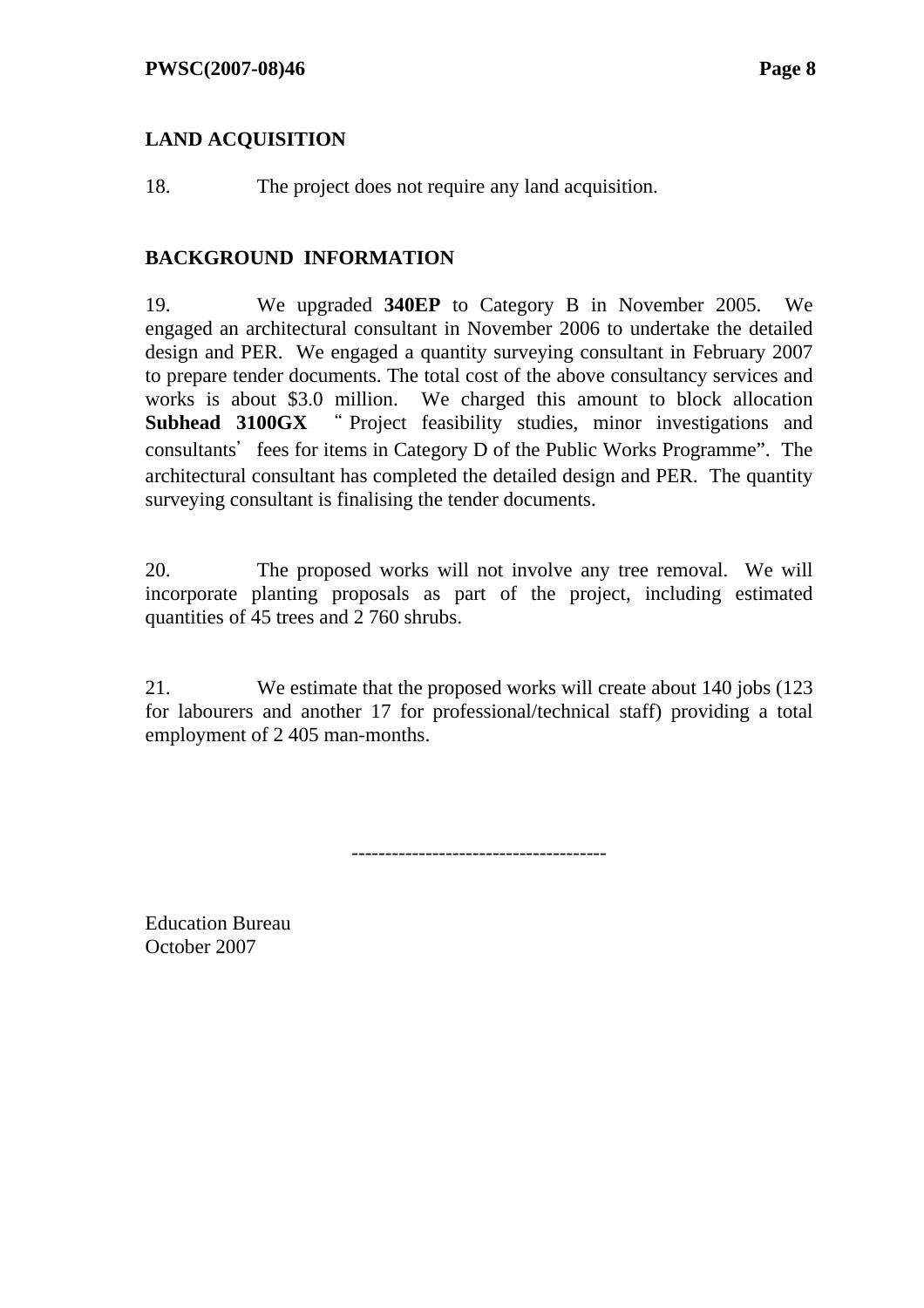## LAND ACQUISITION

18. The project does not require any land acquisition.

## BACKGROUND INFORMATION

19. We upgraded **340EP** to Category B in November 2005. We engaged an architectural consultant in November 2006 to undertake the detailed design and PER. We engaged a quantity surveying consultant in February 2007 to prepare tender documents. The total cost of the above consultancy services and works is about $3.0 million. We charged this amount to block allocation **Subhead 3100GX** "Project feasibility studies, minor investigations and consultants' fees for items in Category D of the Public Works Programme". The architectural consultant has completed the detailed design and PER. The quantity surveying consultant is finalising the tender documents.

20. The proposed works will not involve any tree removal. We will incorporate planting proposals as part of the project, including estimated quantities of 45 trees and 2 760 shrubs.

21. We estimate that the proposed works will create about 140 jobs (123 for labourers and another 17 for professional/technical staff) providing a total employment of 2 405 man-months.

-------------------------------------

Education Bureau
October 2007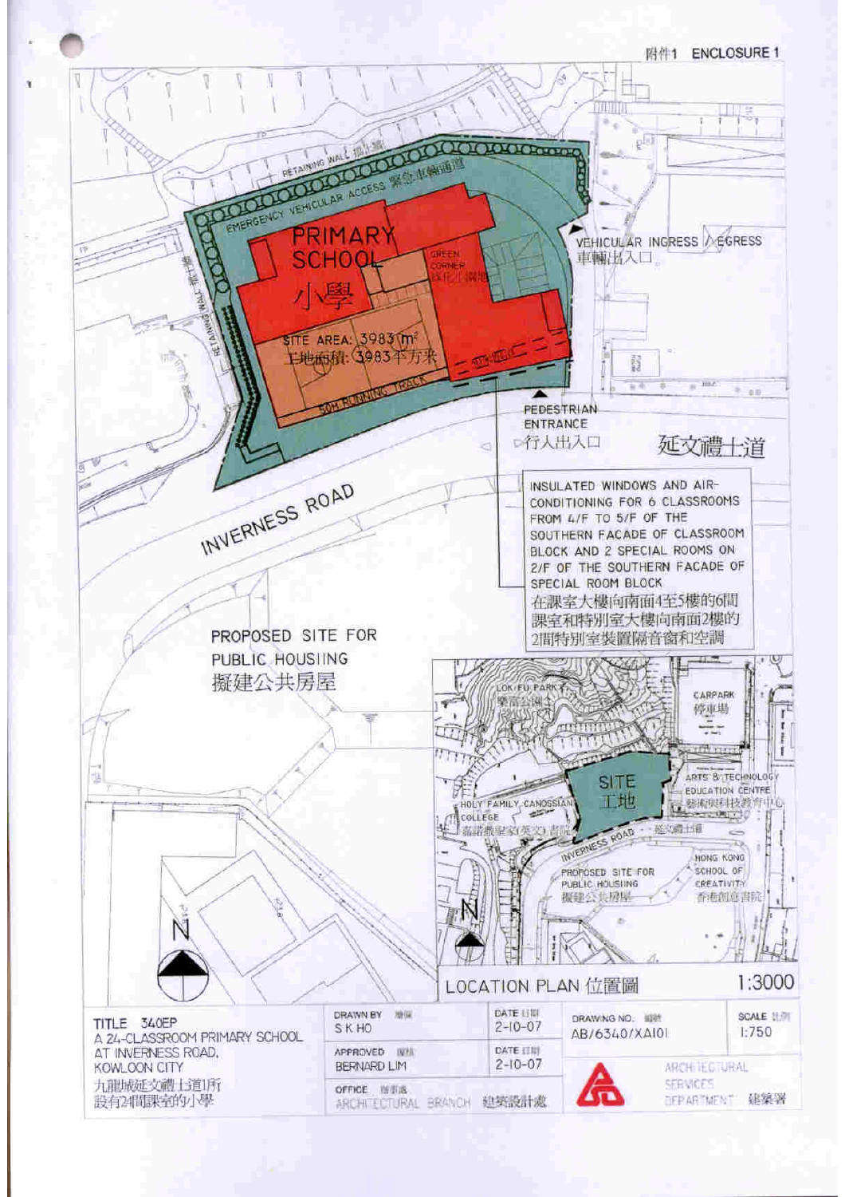附件1 ENCLOSURE 1

RETAINING WALL 擋土牆

EMERGENCY VEHICULAR ACCESS 緊急車輛通道

PRIMARY SCHOOL 小學

GREEN CORNER 綠化小園地

SITE AREA: 3983 m²
工地面積: 3983平方米

50M RUNNING TRACK

RETAINING WALL 擋土牆

VEHICULAR INGRESS / EGRESS
車輛出入口

PEDESTRIAN ENTRANCE
行人出入口

延文禮士道

INVERNESS ROAD

INSULATED WINDOWS AND AIR-CONDITIONING FOR 6 CLASSROOMS FROM 4/F TO 5/F OF THE SOUTHERN FACADE OF CLASSROOM BLOCK AND 2 SPECIAL ROOMS ON 2/F OF THE SOUTHERN FACADE OF SPECIAL ROOM BLOCK
在課室大樓向南面4至5樓的6間課室和特別室大樓向南面2樓的2間特別室裝置隔音窗和空調

PROPOSED SITE FOR PUBLIC HOUSING
擬建公共房屋

LOK FU PARK 樂富公園

CARPARK 停車場

SITE 工地

ARTS & TECHNOLOGY EDUCATION CENTRE 藝術與科技教育中心

HOLY FAMILY CANOSSIAN COLLEGE 嘉諾撒聖家(英文)書院

INVERNESS ROAD 延文禮士道

HONG KONG SCHOOL OF CREATIVITY 香港創意書院

PROPOSED SITE FOR PUBLIC HOUSING 擬建公共房屋

N

LOCATION PLAN 位置圖 1:3000

| TITLE 340EP<br>A 24-CLASSROOM PRIMARY SCHOOL AT INVERNESS ROAD, KOWLOON CITY<br>九龍城延文禮士道1所設有24間課室的小學 | DRAWN BY 繪圖<br>S K HO | DATE 日期<br>2-10-07 | DRAWING NO. 圖號<br>AB/6340/XA101 | SCALE 比例<br>1:750 |
|---|---|---|---|---|
| | APPROVED 審核<br>BERNARD LIM | DATE 日期<br>2-10-07 | ARCHITECTURAL SERVICES DEPARTMENT 建築署 | |
| | OFFICE 辦事處<br>ARCHITECTURAL BRANCH 建築設計處 | | | |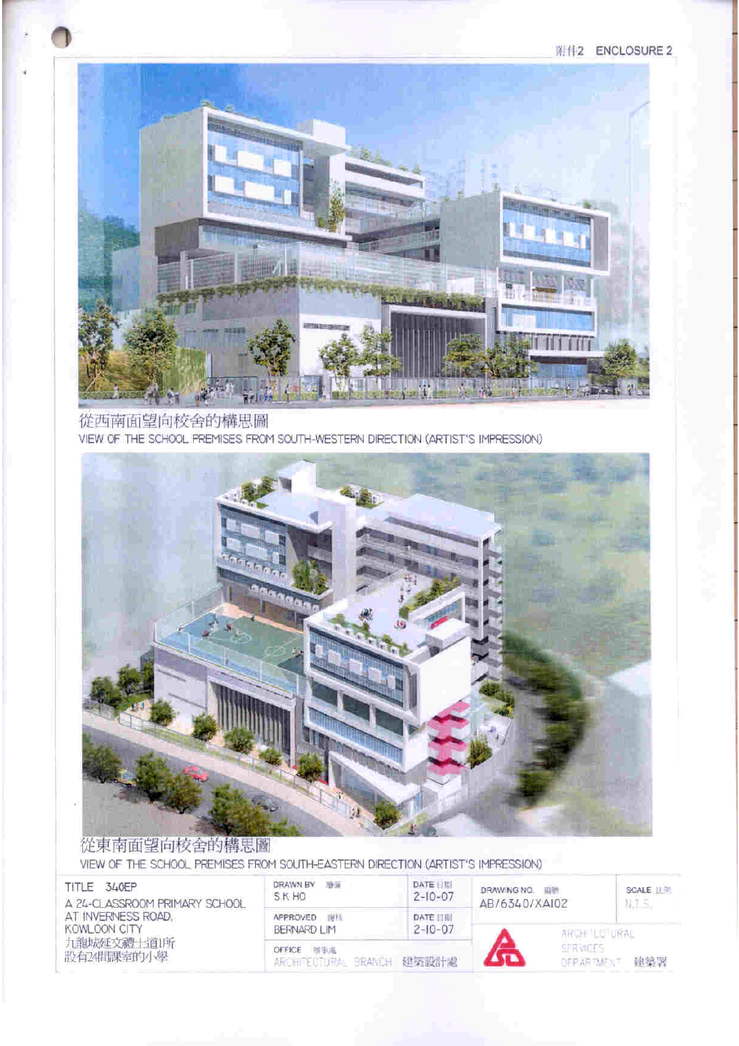附件2 ENCLOSURE 2

從西南面望向校舍的構思圖

VIEW OF THE SCHOOL PREMISES FROM SOUTH-WESTERN DIRECTION (ARTIST'S IMPRESSION)

從東南面望向校舍的構思圖

VIEW OF THE SCHOOL PREMISES FROM SOUTH-EASTERN DIRECTION (ARTIST'S IMPRESSION)

| TITLE 340EP | DRAWN BY 繪圖 | DATE 日期 | DRAWING NO. 圖號 | SCALE 比例 |
|---|---|---|---|---|
| A 24-CLASSROOM PRIMARY SCHOOL AT INVERNESS ROAD, KOWLOON CITY 九龍城延文禮士道1所設有24間課室的小學 | S.K. HO | 2-10-07 | AB/6340/XA102 | N.T.S. |
| | APPROVED 批核 BERNARD LIM | DATE 日期 2-10-07 | ARCHITECTURAL SERVICES DEPARTMENT 建築署 | |
| | OFFICE 辦事處 ARCHITECTURAL BRANCH 建築設計處 | | | |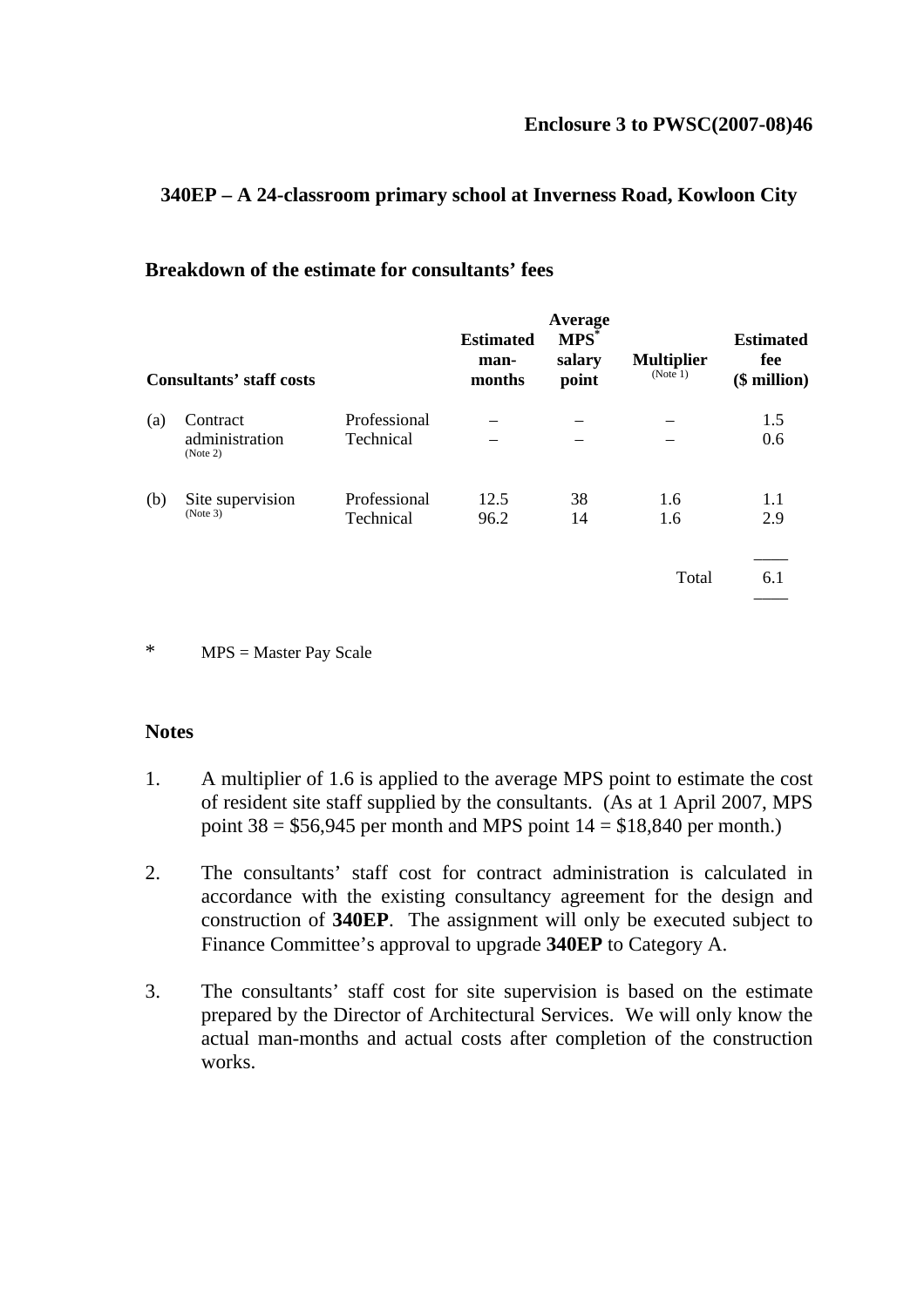**Enclosure 3 to PWSC(2007-08)46**

## 340EP – A 24-classroom primary school at Inverness Road, Kowloon City

### Breakdown of the estimate for consultants' fees

| Consultants' staff costs | | | Estimated man-months | Average MPS* salary point | Multiplier (Note 1) | Estimated fee ($ million) |
|---|---|---|---|---|---|---|
| (a) | Contract administration (Note 2) | Professional | – | – | – | 1.5 |
| | | Technical | – | – | – | 0.6 |
| (b) | Site supervision (Note 3) | Professional | 12.5 | 38 | 1.6 | 1.1 |
| | | Technical | 96.2 | 14 | 1.6 | 2.9 |
| | | | | | Total | 6.1 |

\* MPS = Master Pay Scale

### Notes

1. A multiplier of 1.6 is applied to the average MPS point to estimate the cost of resident site staff supplied by the consultants. (As at 1 April 2007, MPS point 38 = $56,945 per month and MPS point 14 = $18,840 per month.)

2. The consultants' staff cost for contract administration is calculated in accordance with the existing consultancy agreement for the design and construction of **340EP**. The assignment will only be executed subject to Finance Committee's approval to upgrade **340EP** to Category A.

3. The consultants' staff cost for site supervision is based on the estimate prepared by the Director of Architectural Services. We will only know the actual man-months and actual costs after completion of the construction works.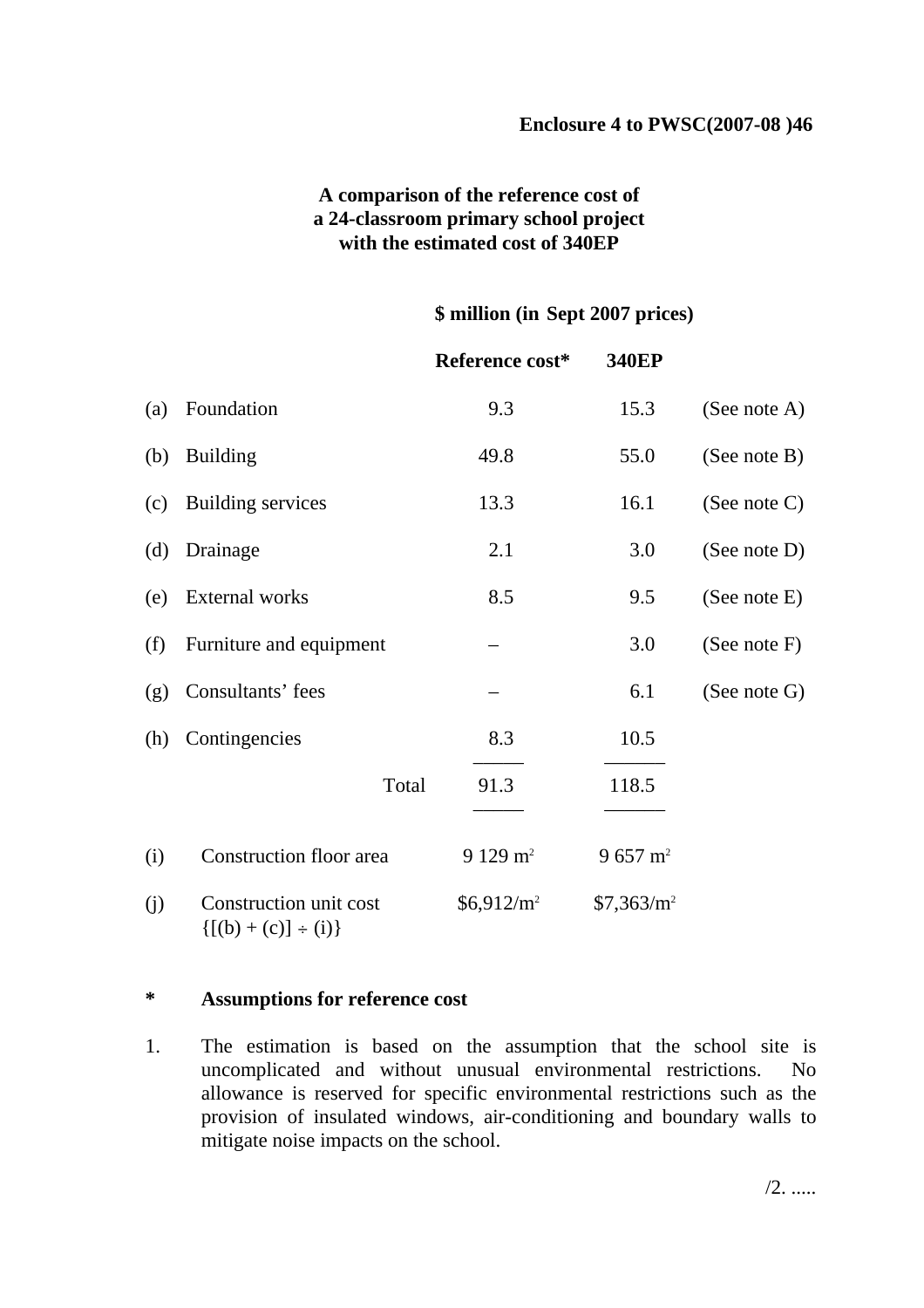**Enclosure 4 to PWSC(2007-08 )46**

**A comparison of the reference cost of a 24-classroom primary school project with the estimated cost of 340EP**

| | | **\$ million (in Sept 2007 prices)** | | |
|---|---|---|---|---|
| | | **Reference cost*** | **340EP** | |
| (a) | Foundation | 9.3 | 15.3 | (See note A) |
| (b) | Building | 49.8 | 55.0 | (See note B) |
| (c) | Building services | 13.3 | 16.1 | (See note C) |
| (d) | Drainage | 2.1 | 3.0 | (See note D) |
| (e) | External works | 8.5 | 9.5 | (See note E) |
| (f) | Furniture and equipment | – | 3.0 | (See note F) |
| (g) | Consultants' fees | – | 6.1 | (See note G) |
| (h) | Contingencies | 8.3 | 10.5 | |
| | Total | 91.3 | 118.5 | |
| (i) | Construction floor area | 9 129 $m^2$ | 9 657 $m^2$ | |
| (j) | Construction unit cost {[(b) + (c)] ÷ (i)} | \$6,912/$m^2$ | \$7,363/$m^2$ | |

**\*** **Assumptions for reference cost**

1. The estimation is based on the assumption that the school site is uncomplicated and without unusual environmental restrictions. No allowance is reserved for specific environmental restrictions such as the provision of insulated windows, air-conditioning and boundary walls to mitigate noise impacts on the school.

/2. .....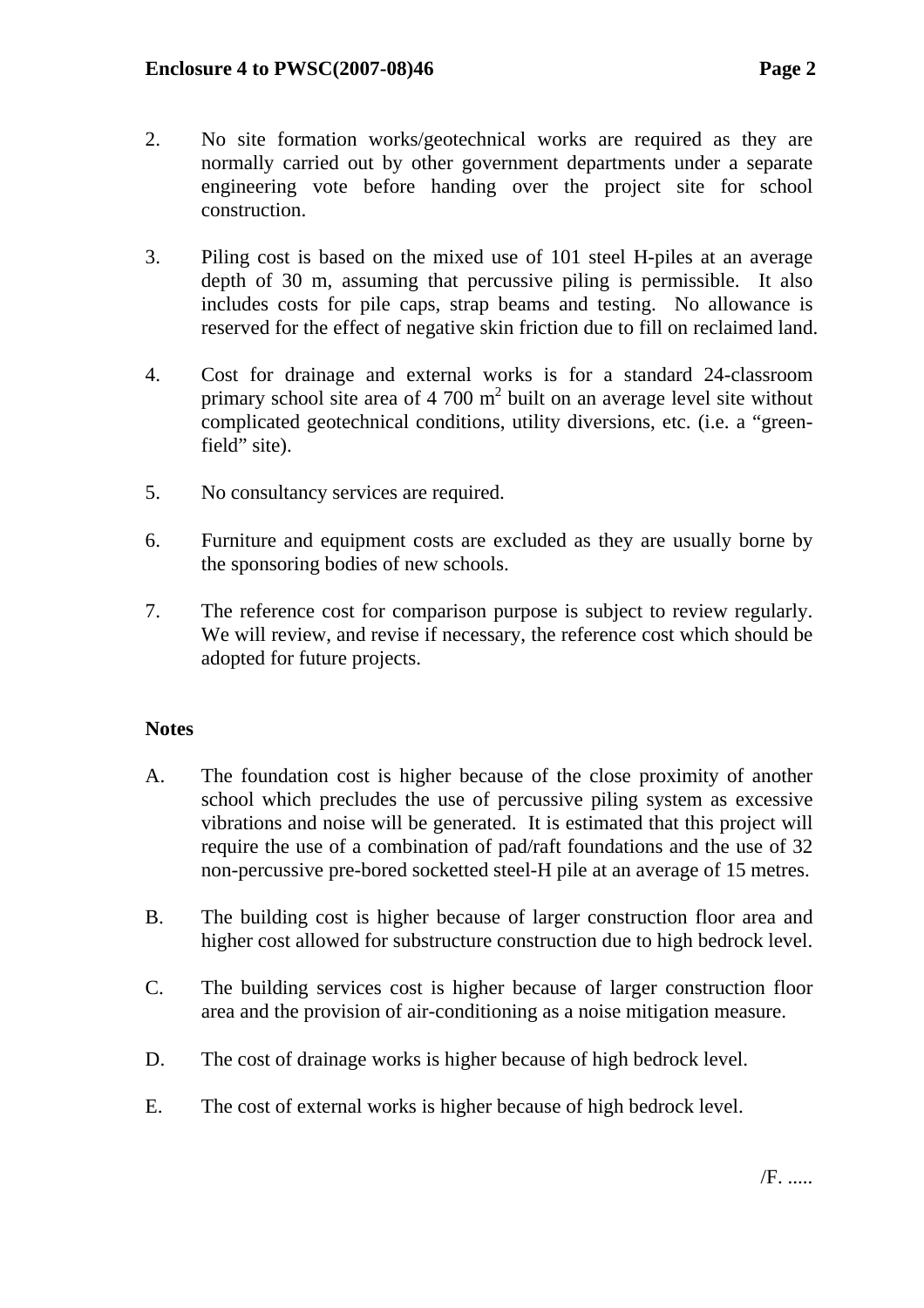2. No site formation works/geotechnical works are required as they are normally carried out by other government departments under a separate engineering vote before handing over the project site for school construction.

3. Piling cost is based on the mixed use of 101 steel H-piles at an average depth of 30 m, assuming that percussive piling is permissible. It also includes costs for pile caps, strap beams and testing. No allowance is reserved for the effect of negative skin friction due to fill on reclaimed land.

4. Cost for drainage and external works is for a standard 24-classroom primary school site area of 4 700 $m^2$ built on an average level site without complicated geotechnical conditions, utility diversions, etc. (i.e. a "green-field" site).

5. No consultancy services are required.

6. Furniture and equipment costs are excluded as they are usually borne by the sponsoring bodies of new schools.

7. The reference cost for comparison purpose is subject to review regularly. We will review, and revise if necessary, the reference cost which should be adopted for future projects.

**Notes**

A. The foundation cost is higher because of the close proximity of another school which precludes the use of percussive piling system as excessive vibrations and noise will be generated. It is estimated that this project will require the use of a combination of pad/raft foundations and the use of 32 non-percussive pre-bored socketted steel-H pile at an average of 15 metres.

B. The building cost is higher because of larger construction floor area and higher cost allowed for substructure construction due to high bedrock level.

C. The building services cost is higher because of larger construction floor area and the provision of air-conditioning as a noise mitigation measure.

D. The cost of drainage works is higher because of high bedrock level.

E. The cost of external works is higher because of high bedrock level.

/F. .....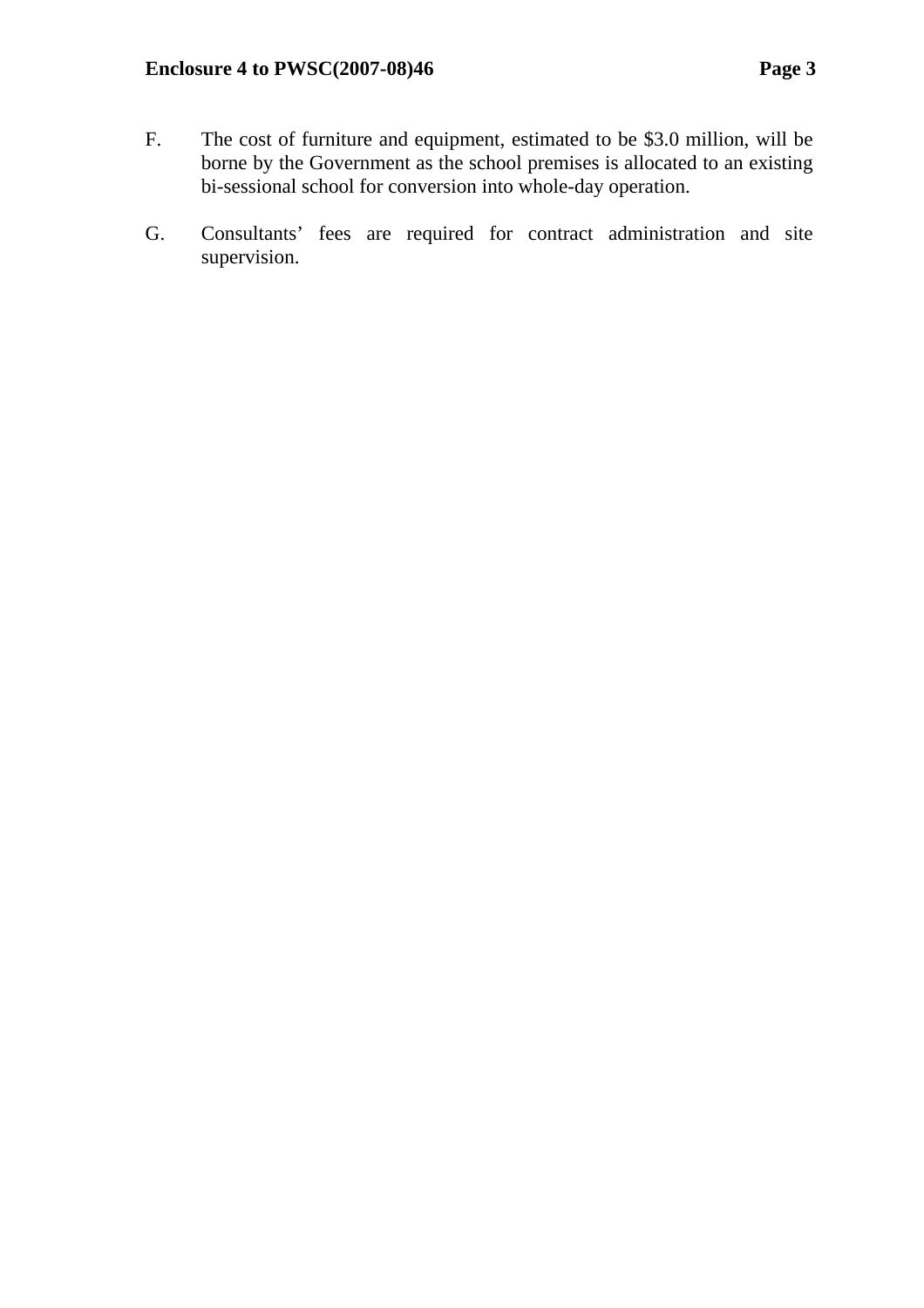F. The cost of furniture and equipment, estimated to be $3.0 million, will be borne by the Government as the school premises is allocated to an existing bi-sessional school for conversion into whole-day operation.

G. Consultants' fees are required for contract administration and site supervision.